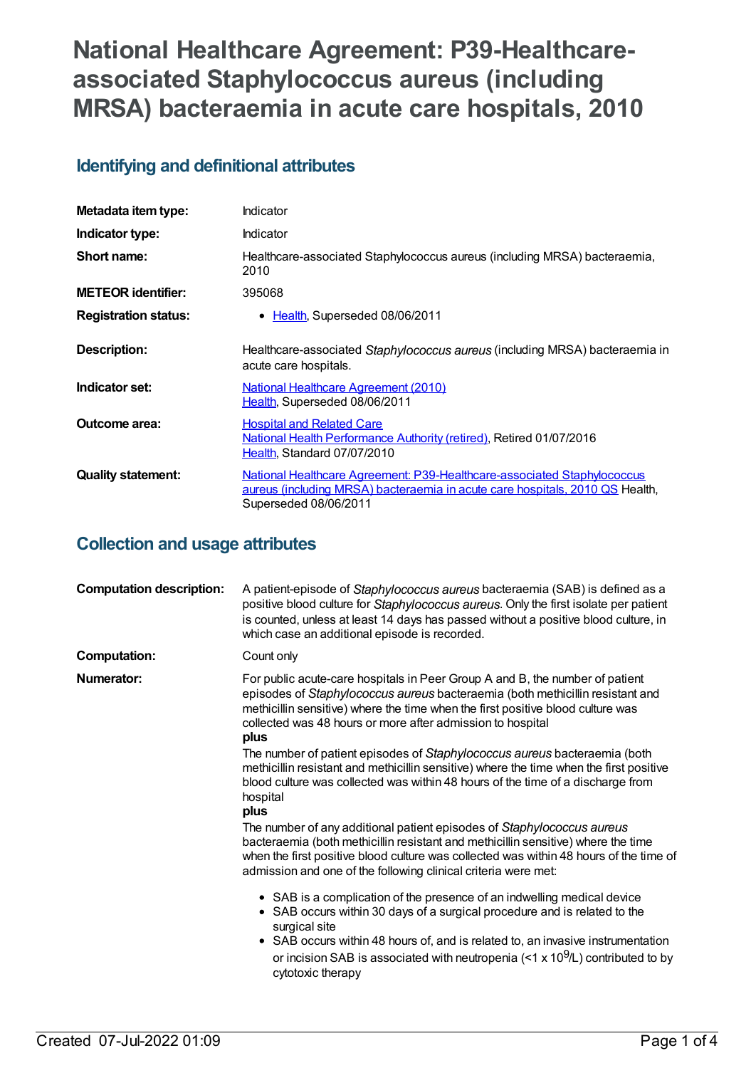# National Healthcare Agreement: P39-Healthcare-associated Staphylococcus aureus (including MRSA) bacteraemia in acute care hospitals, 2010

## Identifying and definitional attributes

| | |
|---|---|
| **Metadata item type:** | Indicator |
| **Indicator type:** | Indicator |
| **Short name:** | Healthcare-associated Staphylococcus aureus (including MRSA) bacteraemia, 2010 |
| **METEOR identifier:** | 395068 |
| **Registration status:** | • Health, Superseded 08/06/2011 |
| **Description:** | Healthcare-associated *Staphylococcus aureus* (including MRSA) bacteraemia in acute care hospitals. |
| **Indicator set:** | National Healthcare Agreement (2010)<br>Health, Superseded 08/06/2011 |
| **Outcome area:** | Hospital and Related Care<br>National Health Performance Authority (retired), Retired 01/07/2016<br>Health, Standard 07/07/2010 |
| **Quality statement:** | National Healthcare Agreement: P39-Healthcare-associated Staphylococcus aureus (including MRSA) bacteraemia in acute care hospitals, 2010 QS Health, Superseded 08/06/2011 |

## Collection and usage attributes

**Computation description:** A patient-episode of *Staphylococcus aureus* bacteraemia (SAB) is defined as a positive blood culture for *Staphylococcus aureus*. Only the first isolate per patient is counted, unless at least 14 days has passed without a positive blood culture, in which case an additional episode is recorded.

**Computation:** Count only

**Numerator:** For public acute-care hospitals in Peer Group A and B, the number of patient episodes of *Staphylococcus aureus* bacteraemia (both methicillin resistant and methicillin sensitive) where the time when the first positive blood culture was collected was 48 hours or more after admission to hospital

**plus**

The number of patient episodes of *Staphylococcus aureus* bacteraemia (both methicillin resistant and methicillin sensitive) where the time when the first positive blood culture was collected was within 48 hours of the time of a discharge from hospital

**plus**

The number of any additional patient episodes of *Staphylococcus aureus* bacteraemia (both methicillin resistant and methicillin sensitive) where the time when the first positive blood culture was collected was within 48 hours of the time of admission and one of the following clinical criteria were met:

- SAB is a complication of the presence of an indwelling medical device
- SAB occurs within 30 days of a surgical procedure and is related to the surgical site
- SAB occurs within 48 hours of, and is related to, an invasive instrumentation or incision SAB is associated with neutropenia ($<1 \times 10^9$/L) contributed to by cytotoxic therapy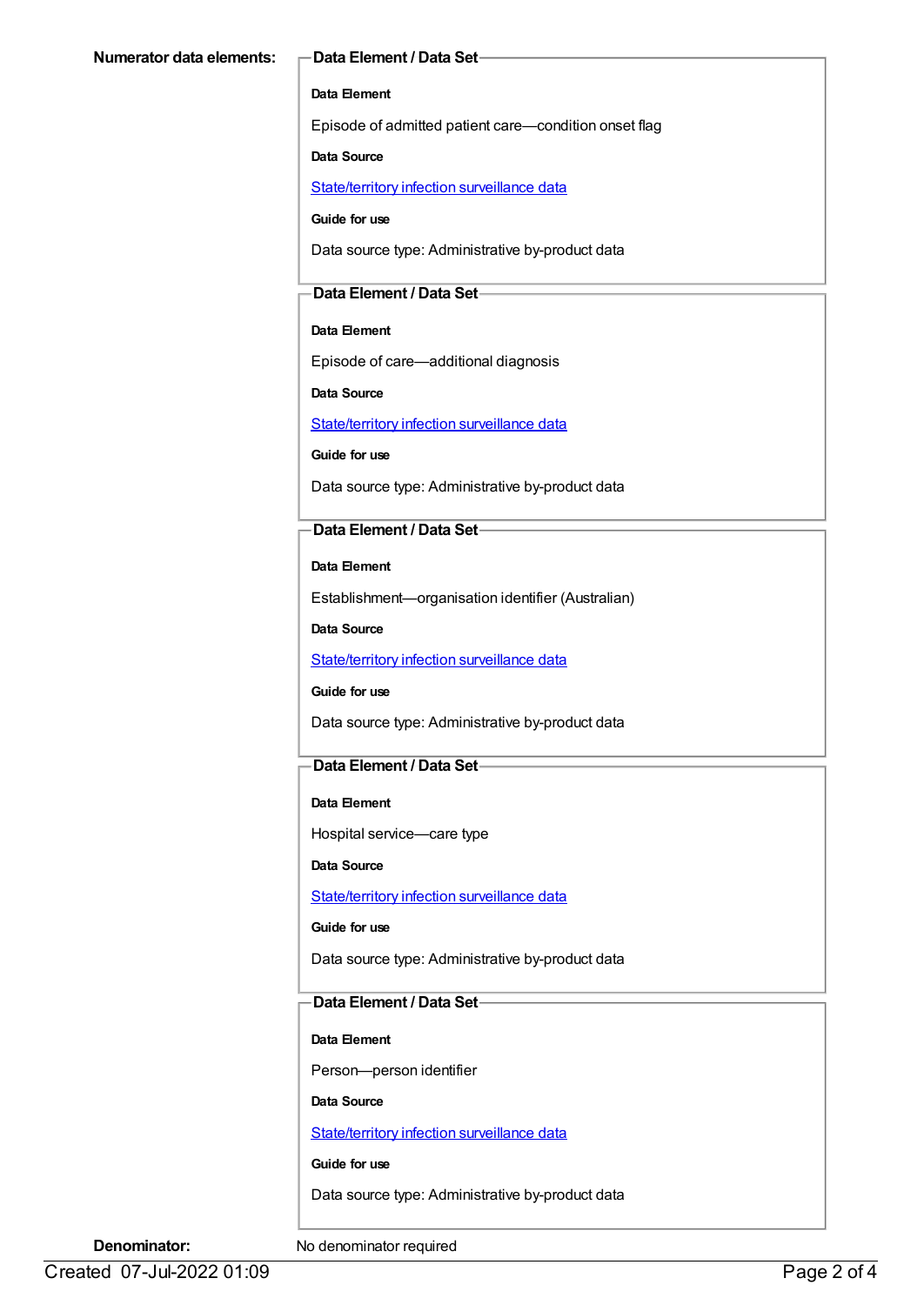**Numerator data elements:**

**Data Element / Data Set**

**Data Element**

Episode of admitted patient care—condition onset flag

**Data Source**

State/territory infection surveillance data

**Guide for use**

Data source type: Administrative by-product data

**Data Element / Data Set**

**Data Element**

Episode of care—additional diagnosis

**Data Source**

State/territory infection surveillance data

**Guide for use**

Data source type: Administrative by-product data

**Data Element / Data Set**

**Data Element**

Establishment—organisation identifier (Australian)

**Data Source**

State/territory infection surveillance data

**Guide for use**

Data source type: Administrative by-product data

**Data Element / Data Set**

**Data Element**

Hospital service—care type

**Data Source**

State/territory infection surveillance data

**Guide for use**

Data source type: Administrative by-product data

**Data Element / Data Set**

**Data Element**

Person—person identifier

**Data Source**

State/territory infection surveillance data

**Guide for use**

Data source type: Administrative by-product data

**Denominator:** No denominator required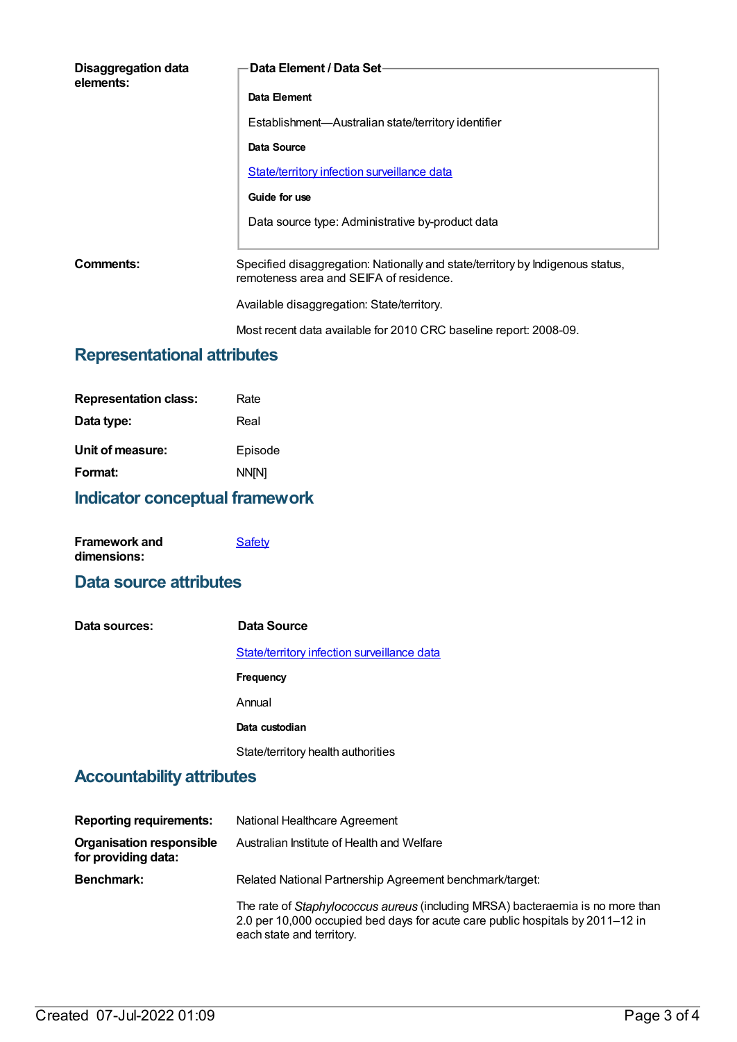**Disaggregation data elements:**

**Data Element / Data Set**

**Data Element**

Establishment—Australian state/territory identifier

**Data Source**

State/territory infection surveillance data

**Guide for use**

Data source type: Administrative by-product data

**Comments:**

Specified disaggregation: Nationally and state/territory by Indigenous status, remoteness area and SEIFA of residence.

Available disaggregation: State/territory.

Most recent data available for 2010 CRC baseline report: 2008-09.

## Representational attributes

**Representation class:** Rate

**Data type:** Real

**Unit of measure:** Episode

**Format:** NN[N]

## Indicator conceptual framework

**Framework and dimensions:** Safety

## Data source attributes

**Data sources:**

**Data Source**

State/territory infection surveillance data

**Frequency**

Annual

**Data custodian**

State/territory health authorities

## Accountability attributes

**Reporting requirements:** National Healthcare Agreement

**Organisation responsible for providing data:** Australian Institute of Health and Welfare

**Benchmark:**

Related National Partnership Agreement benchmark/target:

The rate of *Staphylococcus aureus* (including MRSA) bacteraemia is no more than 2.0 per 10,000 occupied bed days for acute care public hospitals by 2011–12 in each state and territory.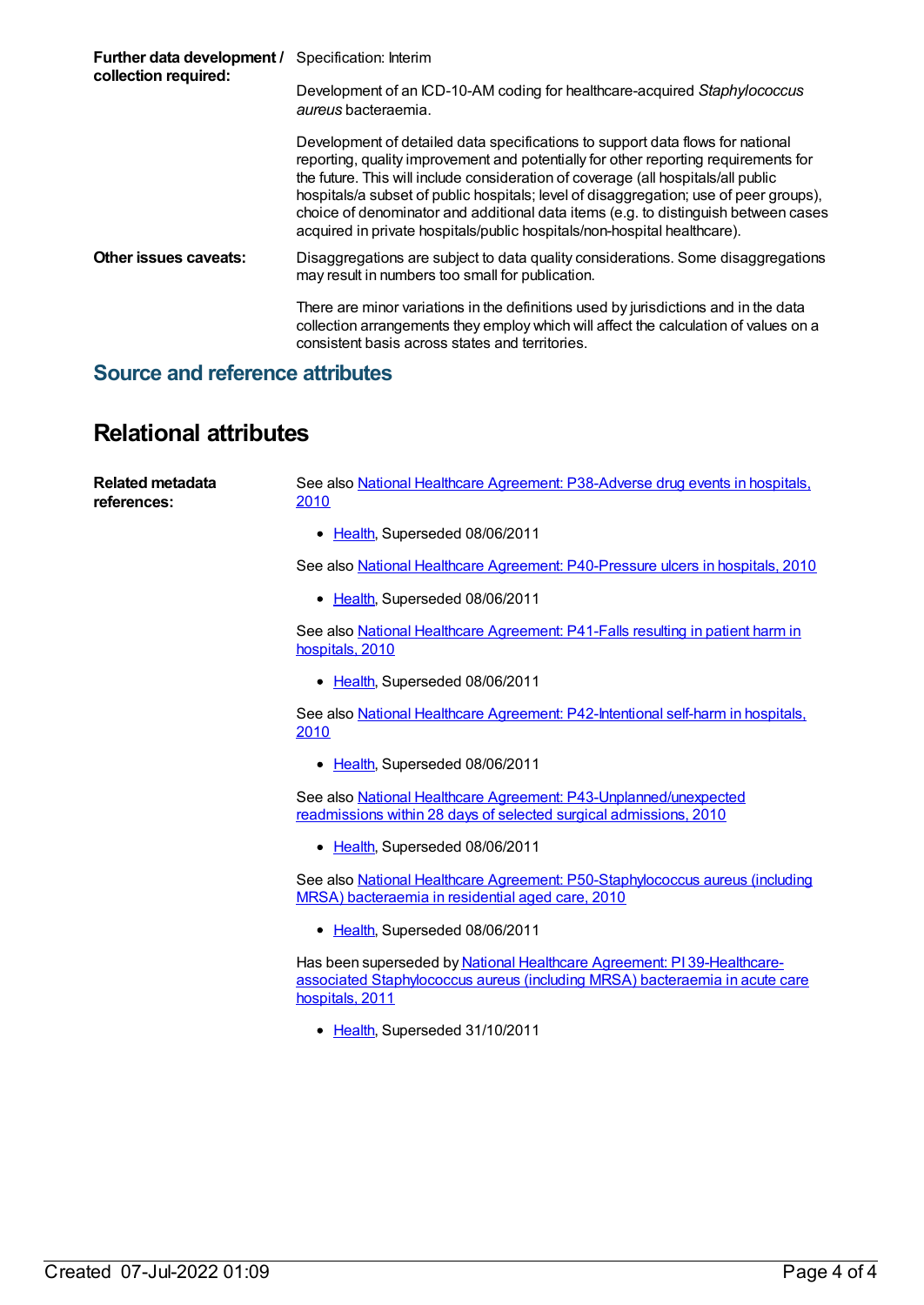**Further data development / collection required:** Specification: Interim

Development of an ICD-10-AM coding for healthcare-acquired *Staphylococcus aureus* bacteraemia.

Development of detailed data specifications to support data flows for national reporting, quality improvement and potentially for other reporting requirements for the future. This will include consideration of coverage (all hospitals/all public hospitals/a subset of public hospitals; level of disaggregation; use of peer groups), choice of denominator and additional data items (e.g. to distinguish between cases acquired in private hospitals/public hospitals/non-hospital healthcare).

**Other issues caveats:** Disaggregations are subject to data quality considerations. Some disaggregations may result in numbers too small for publication.

There are minor variations in the definitions used by jurisdictions and in the data collection arrangements they employ which will affect the calculation of values on a consistent basis across states and territories.

## Source and reference attributes

# Relational attributes

**Related metadata references:**

See also National Healthcare Agreement: P38-Adverse drug events in hospitals, 2010

- Health, Superseded 08/06/2011

See also National Healthcare Agreement: P40-Pressure ulcers in hospitals, 2010

- Health, Superseded 08/06/2011

See also National Healthcare Agreement: P41-Falls resulting in patient harm in hospitals, 2010

- Health, Superseded 08/06/2011

See also National Healthcare Agreement: P42-Intentional self-harm in hospitals, 2010

- Health, Superseded 08/06/2011

See also National Healthcare Agreement: P43-Unplanned/unexpected readmissions within 28 days of selected surgical admissions, 2010

- Health, Superseded 08/06/2011

See also National Healthcare Agreement: P50-Staphylococcus aureus (including MRSA) bacteraemia in residential aged care, 2010

- Health, Superseded 08/06/2011

Has been superseded by National Healthcare Agreement: PI 39-Healthcare-associated Staphylococcus aureus (including MRSA) bacteraemia in acute care hospitals, 2011

- Health, Superseded 31/10/2011